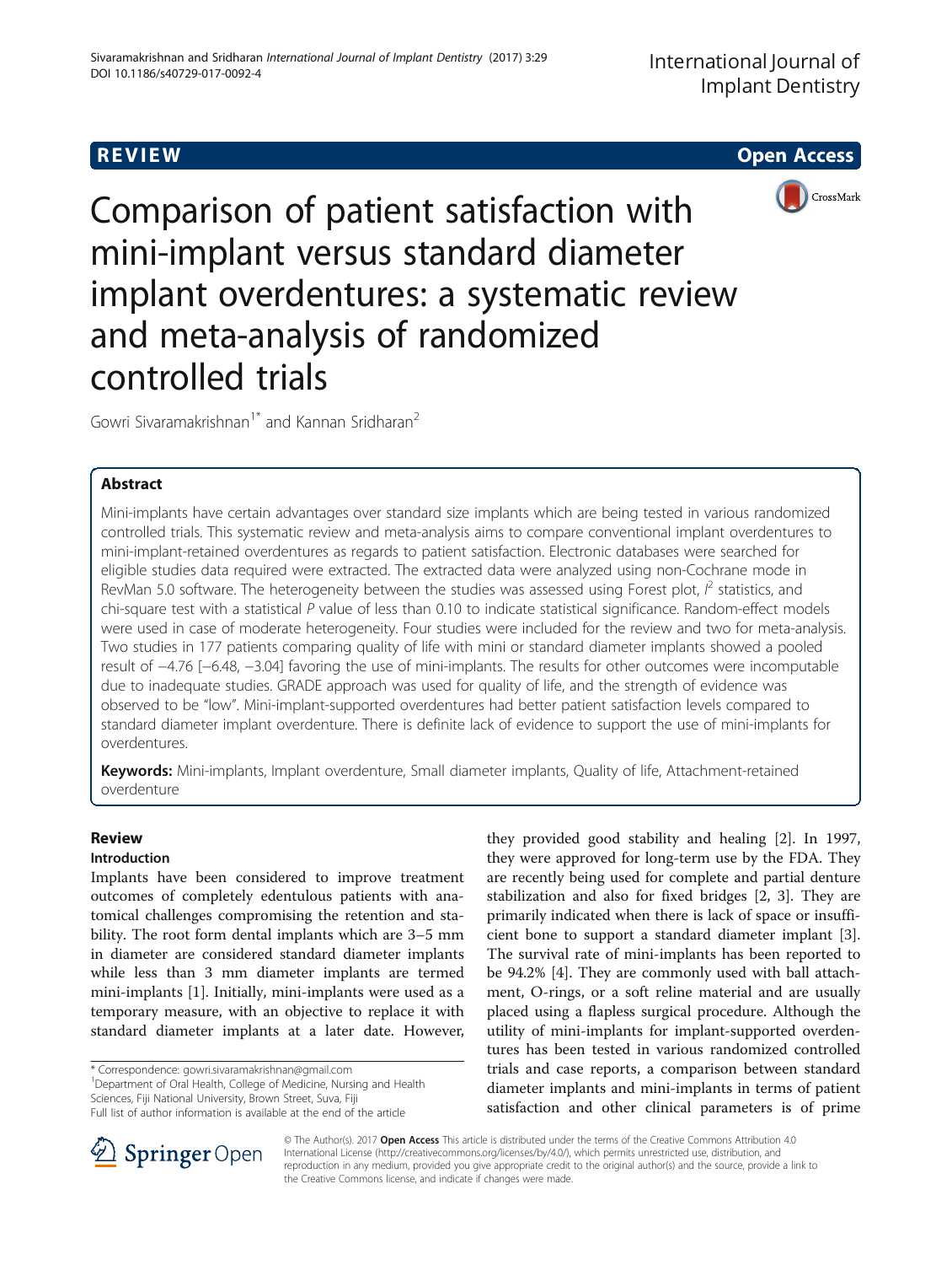REVIEW Open Access

# Comparison of patient satisfaction with mini-implant versus standard diameter implant overdentures: a systematic review and meta-analysis of randomized controlled trials

Gowri Sivaramakrishnan[1*] and Kannan Sridharan[2]

## Abstract

Mini-implants have certain advantages over standard size implants which are being tested in various randomized controlled trials. This systematic review and meta-analysis aims to compare conventional implant overdentures to mini-implant-retained overdentures as regards to patient satisfaction. Electronic databases were searched for eligible studies data required were extracted. The extracted data were analyzed using non-Cochrane mode in RevMan 5.0 software. The heterogeneity between the studies was assessed using Forest plot, $I^2$ statistics, and chi-square test with a statistical $P$ value of less than 0.10 to indicate statistical significance. Random-effect models were used in case of moderate heterogeneity. Four studies were included for the review and two for meta-analysis. Two studies in 177 patients comparing quality of life with mini or standard diameter implants showed a pooled result of −4.76 [−6.48, −3.04] favoring the use of mini-implants. The results for other outcomes were incomputable due to inadequate studies. GRADE approach was used for quality of life, and the strength of evidence was observed to be "low". Mini-implant-supported overdentures had better patient satisfaction levels compared to standard diameter implant overdenture. There is definite lack of evidence to support the use of mini-implants for overdentures.

**Keywords:** Mini-implants, Implant overdenture, Small diameter implants, Quality of life, Attachment-retained overdenture

## Review

### Introduction

Implants have been considered to improve treatment outcomes of completely edentulous patients with anatomical challenges compromising the retention and stability. The root form dental implants which are 3–5 mm in diameter are considered standard diameter implants while less than 3 mm diameter implants are termed mini-implants [1]. Initially, mini-implants were used as a temporary measure, with an objective to replace it with standard diameter implants at a later date. However, they provided good stability and healing [2]. In 1997, they were approved for long-term use by the FDA. They are recently being used for complete and partial denture stabilization and also for fixed bridges [2, 3]. They are primarily indicated when there is lack of space or insufficient bone to support a standard diameter implant [3]. The survival rate of mini-implants has been reported to be 94.2% [4]. They are commonly used with ball attachment, O-rings, or a soft reline material and are usually placed using a flapless surgical procedure. Although the utility of mini-implants for implant-supported overdentures has been tested in various randomized controlled trials and case reports, a comparison between standard diameter implants and mini-implants in terms of patient satisfaction and other clinical parameters is of prime

\* Correspondence: gowri.sivaramakrishnan@gmail.com
[1]Department of Oral Health, College of Medicine, Nursing and Health Sciences, Fiji National University, Brown Street, Suva, Fiji
Full list of author information is available at the end of the article

© The Author(s). 2017 **Open Access** This article is distributed under the terms of the Creative Commons Attribution 4.0 International License (http://creativecommons.org/licenses/by/4.0/), which permits unrestricted use, distribution, and reproduction in any medium, provided you give appropriate credit to the original author(s) and the source, provide a link to the Creative Commons license, and indicate if changes were made.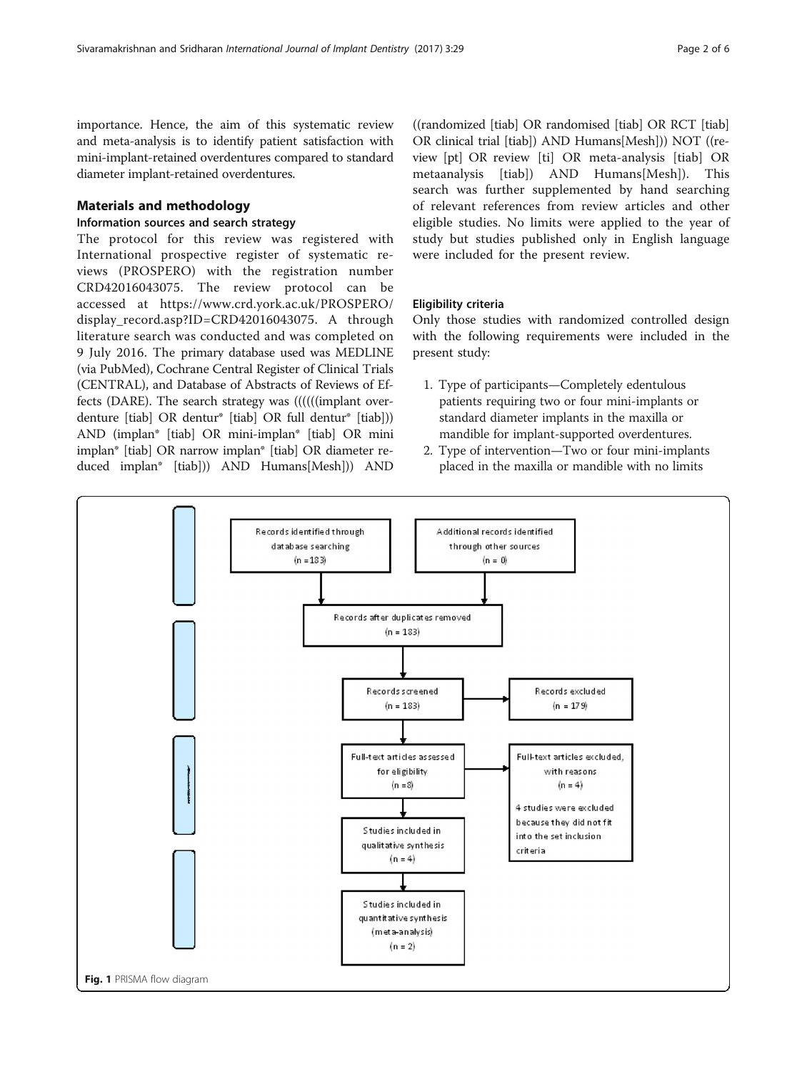importance. Hence, the aim of this systematic review and meta-analysis is to identify patient satisfaction with mini-implant-retained overdentures compared to standard diameter implant-retained overdentures.

## Materials and methodology

### Information sources and search strategy

The protocol for this review was registered with International prospective register of systematic reviews (PROSPERO) with the registration number CRD42016043075. The review protocol can be accessed at https://www.crd.york.ac.uk/PROSPERO/display_record.asp?ID=CRD42016043075. A through literature search was conducted and was completed on 9 July 2016. The primary database used was MEDLINE (via PubMed), Cochrane Central Register of Clinical Trials (CENTRAL), and Database of Abstracts of Reviews of Effects (DARE). The search strategy was ((((((implant overdenture [tiab] OR dentur* [tiab] OR full dentur* [tiab])) AND (implan* [tiab] OR mini-implan* [tiab] OR mini implan* [tiab] OR narrow implan* [tiab] OR diameter reduced implan* [tiab])) AND Humans[Mesh])) AND ((randomized [tiab] OR randomised [tiab] OR RCT [tiab] OR clinical trial [tiab]) AND Humans[Mesh])) NOT ((review [pt] OR review [ti] OR meta-analysis [tiab] OR metaanalysis [tiab]) AND Humans[Mesh]). This search was further supplemented by hand searching of relevant references from review articles and other eligible studies. No limits were applied to the year of study but studies published only in English language were included for the present review.

### Eligibility criteria

Only those studies with randomized controlled design with the following requirements were included in the present study:

1. Type of participants—Completely edentulous patients requiring two or four mini-implants or standard diameter implants in the maxilla or mandible for implant-supported overdentures.
2. Type of intervention—Two or four mini-implants placed in the maxilla or mandible with no limits

Records identified through database searching (n =183)

Additional records identified through other sources (n = 0)

Records after duplicates removed (n = 183)

Records screened (n = 183)

Records excluded (n = 179)

Full-text articles assessed for eligibility (n =8)

Full-text articles excluded, with reasons (n = 4)

4 studies were excluded because they did not fit into the set inclusion criteria

Studies included in qualitative synthesis (n = 4)

Studies included in quantitative synthesis (meta-analysis) (n = 2)

**Fig. 1** PRISMA flow diagram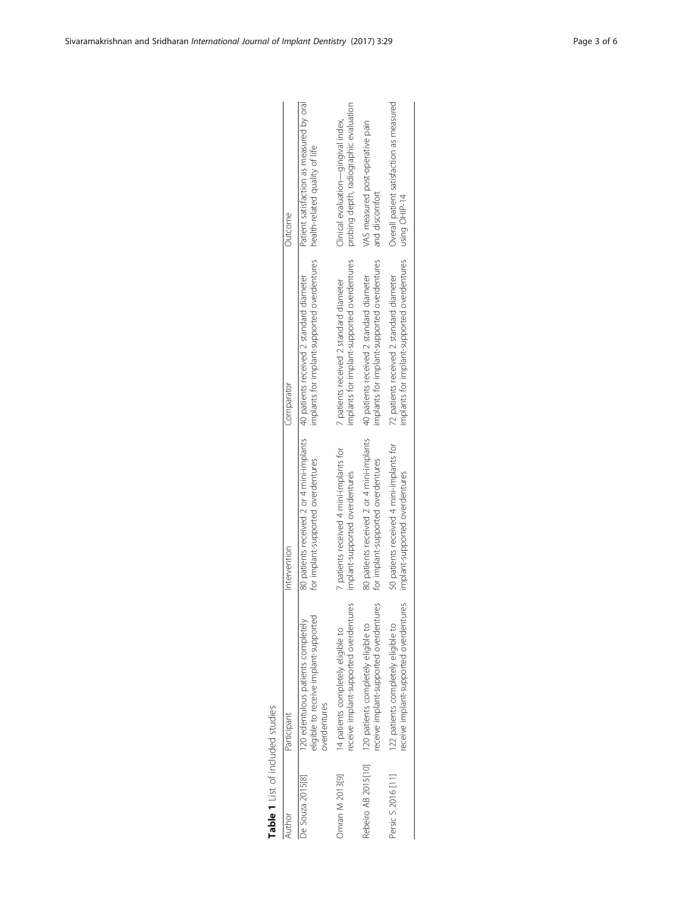**Table 1** List of included studies

| Author | Participant | Intervention | Comparator | Outcome |
|---|---|---|---|---|
| De Souza 2015[8] | 120 edentulous patients completely eligible to receive implant-supported overdentures | 80 patients received 2 or 4 mini-implants for implant-supported overdentures | 40 patients received 2 standard diameter implants for implant-supported overdentures | Patient satisfaction as measured by oral health-related quality of life |
| Omran M 2013[9] | 14 patients completely eligible to receive implant-supported overdentures | 7 patients received 4 mini-implants for implant-supported overdentures | 7 patients received 2 standard diameter implants for implant-supported overdentures | Clinical evaluation—gingival index, probing depth, radiographic evaluation |
| Rebeiro AB 2015[10] | 120 patients completely eligible to receive implant-supported overdentures | 80 patients received 2 or 4 mini-implants for implant-supported overdentures | 40 patients received 2 standard diameter implants for implant-supported overdentures | VAS measured post-operative pain and discomfort |
| Persic S 2016 [11] | 122 patients completely eligible to receive implant-supported overdentures | 50 patients received 4 mini-implants for implant-supported overdentures | 72 patients received 2 standard diameter implants for implant-supported overdentures | Overall patient satisfaction as measured using OHIP-14 |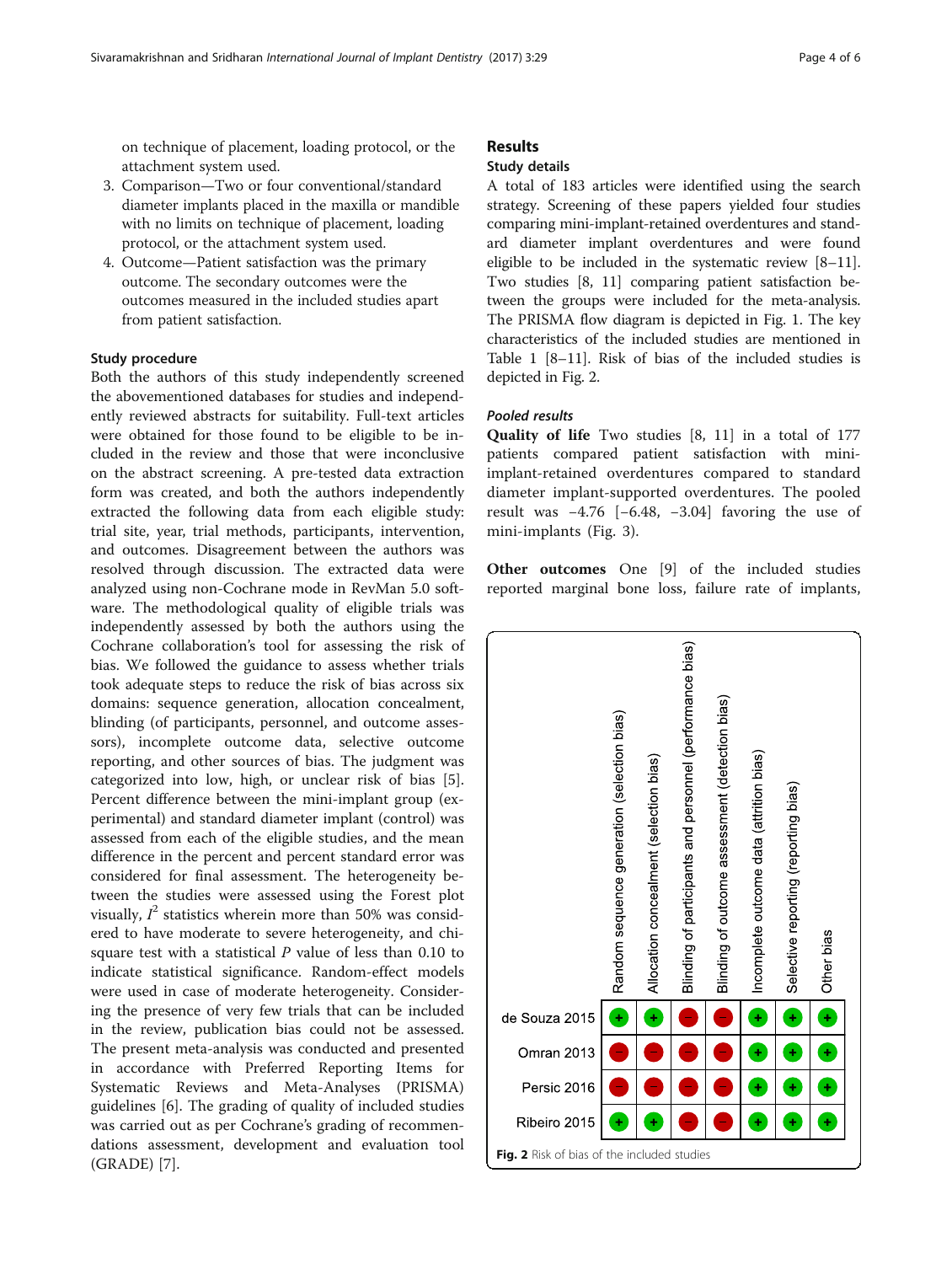on technique of placement, loading protocol, or the attachment system used.

3. Comparison—Two or four conventional/standard diameter implants placed in the maxilla or mandible with no limits on technique of placement, loading protocol, or the attachment system used.
4. Outcome—Patient satisfaction was the primary outcome. The secondary outcomes were the outcomes measured in the included studies apart from patient satisfaction.

### Study procedure

Both the authors of this study independently screened the abovementioned databases for studies and independently reviewed abstracts for suitability. Full-text articles were obtained for those found to be eligible to be included in the review and those that were inconclusive on the abstract screening. A pre-tested data extraction form was created, and both the authors independently extracted the following data from each eligible study: trial site, year, trial methods, participants, intervention, and outcomes. Disagreement between the authors was resolved through discussion. The extracted data were analyzed using non-Cochrane mode in RevMan 5.0 software. The methodological quality of eligible trials was independently assessed by both the authors using the Cochrane collaboration's tool for assessing the risk of bias. We followed the guidance to assess whether trials took adequate steps to reduce the risk of bias across six domains: sequence generation, allocation concealment, blinding (of participants, personnel, and outcome assessors), incomplete outcome data, selective outcome reporting, and other sources of bias. The judgment was categorized into low, high, or unclear risk of bias [5]. Percent difference between the mini-implant group (experimental) and standard diameter implant (control) was assessed from each of the eligible studies, and the mean difference in the percent and percent standard error was considered for final assessment. The heterogeneity between the studies were assessed using the Forest plot visually, $I^2$ statistics wherein more than 50% was considered to have moderate to severe heterogeneity, and chi-square test with a statistical $P$ value of less than 0.10 to indicate statistical significance. Random-effect models were used in case of moderate heterogeneity. Considering the presence of very few trials that can be included in the review, publication bias could not be assessed. The present meta-analysis was conducted and presented in accordance with Preferred Reporting Items for Systematic Reviews and Meta-Analyses (PRISMA) guidelines [6]. The grading of quality of included studies was carried out as per Cochrane's grading of recommendations assessment, development and evaluation tool (GRADE) [7].

## Results

### Study details

A total of 183 articles were identified using the search strategy. Screening of these papers yielded four studies comparing mini-implant-retained overdentures and standard diameter implant overdentures and were found eligible to be included in the systematic review [8–11]. Two studies [8, 11] comparing patient satisfaction between the groups were included for the meta-analysis. The PRISMA flow diagram is depicted in Fig. 1. The key characteristics of the included studies are mentioned in Table 1 [8–11]. Risk of bias of the included studies is depicted in Fig. 2.

#### *Pooled results*

**Quality of life** Two studies [8, 11] in a total of 177 patients compared patient satisfaction with mini-implant-retained overdentures compared to standard diameter implant-supported overdentures. The pooled result was −4.76 [−6.48, −3.04] favoring the use of mini-implants (Fig. 3).

**Other outcomes** One [9] of the included studies reported marginal bone loss, failure rate of implants,

| | Random sequence generation (selection bias) | Allocation concealment (selection bias) | Blinding of participants and personnel (performance bias) | Blinding of outcome assessment (detection bias) | Incomplete outcome data (attrition bias) | Selective reporting (reporting bias) | Other bias |
|---|---|---|---|---|---|---|---|
| de Souza 2015 | + | + | − | − | + | + | + |
| Omran 2013 | − | − | − | − | + | + | + |
| Persic 2016 | − | − | − | − | + | + | + |
| Ribeiro 2015 | + | + | − | − | + | + | + |

**Fig. 2** Risk of bias of the included studies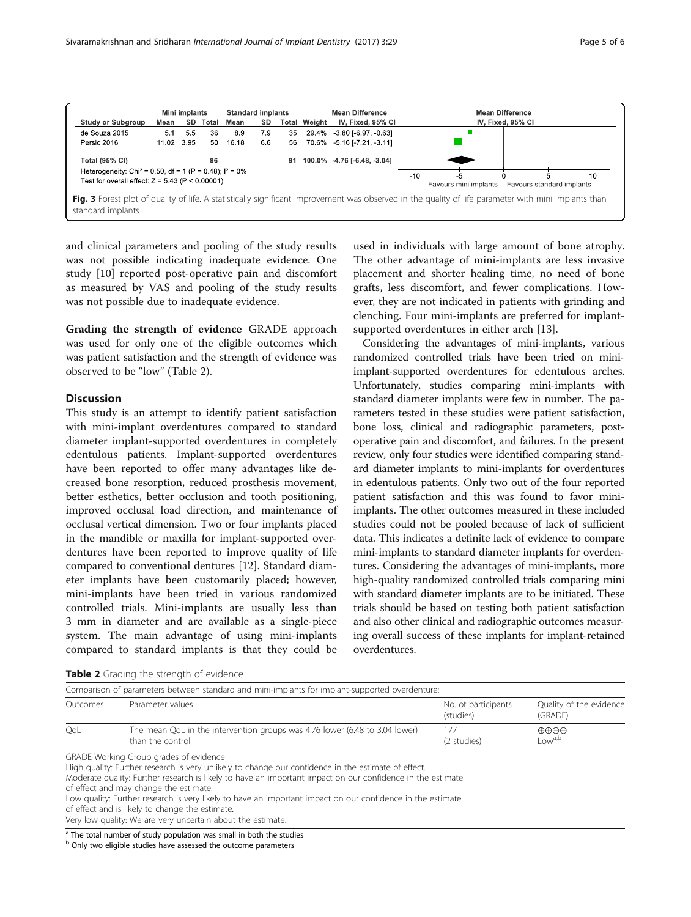| Study or Subgroup | Mini implants | | | Standard implants | | | Weight | Mean Difference IV, Fixed, 95% CI |
|---|---|---|---|---|---|---|---|---|
| | Mean | SD | Total | Mean | SD | Total | | |
| de Souza 2015 | 5.1 | 5.5 | 36 | 8.9 | 7.9 | 35 | 29.4% | -3.80 [-6.97, -0.63] |
| Persic 2016 | 11.02 | 3.95 | 50 | 16.18 | 6.6 | 56 | 70.6% | -5.16 [-7.21, -3.11] |
| Total (95% CI) | | | 86 | | | 91 | 100.0% | -4.76 [-6.48, -3.04] |

Heterogeneity: Chi² = 0.50, df = 1 (P = 0.48); I² = 0%
Test for overall effect: Z = 5.43 (P < 0.00001)

Favours mini implants | Favours standard implants

**Fig. 3** Forest plot of quality of life. A statistically significant improvement was observed in the quality of life parameter with mini implants than standard implants

and clinical parameters and pooling of the study results was not possible indicating inadequate evidence. One study [10] reported post-operative pain and discomfort as measured by VAS and pooling of the study results was not possible due to inadequate evidence.

**Grading the strength of evidence** GRADE approach was used for only one of the eligible outcomes which was patient satisfaction and the strength of evidence was observed to be "low" (Table 2).

## Discussion

This study is an attempt to identify patient satisfaction with mini-implant overdentures compared to standard diameter implant-supported overdentures in completely edentulous patients. Implant-supported overdentures have been reported to offer many advantages like decreased bone resorption, reduced prosthesis movement, better esthetics, better occlusion and tooth positioning, improved occlusal load direction, and maintenance of occlusal vertical dimension. Two or four implants placed in the mandible or maxilla for implant-supported overdentures have been reported to improve quality of life compared to conventional dentures [12]. Standard diameter implants have been customarily placed; however, mini-implants have been tried in various randomized controlled trials. Mini-implants are usually less than 3 mm in diameter and are available as a single-piece system. The main advantage of using mini-implants compared to standard implants is that they could be used in individuals with large amount of bone atrophy. The other advantage of mini-implants are less invasive placement and shorter healing time, no need of bone grafts, less discomfort, and fewer complications. However, they are not indicated in patients with grinding and clenching. Four mini-implants are preferred for implant-supported overdentures in either arch [13].

Considering the advantages of mini-implants, various randomized controlled trials have been tried on mini-implant-supported overdentures for edentulous arches. Unfortunately, studies comparing mini-implants with standard diameter implants were few in number. The parameters tested in these studies were patient satisfaction, bone loss, clinical and radiographic parameters, post-operative pain and discomfort, and failures. In the present review, only four studies were identified comparing standard diameter implants to mini-implants for overdentures in edentulous patients. Only two out of the four reported patient satisfaction and this was found to favor mini-implants. The other outcomes measured in these included studies could not be pooled because of lack of sufficient data. This indicates a definite lack of evidence to compare mini-implants to standard diameter implants for overdentures. Considering the advantages of mini-implants, more high-quality randomized controlled trials comparing mini with standard diameter implants are to be initiated. These trials should be based on testing both patient satisfaction and also other clinical and radiographic outcomes measuring overall success of these implants for implant-retained overdentures.

**Table 2** Grading the strength of evidence

| Comparison of parameters between standard and mini-implants for implant-supported overdenture: | | | |
|---|---|---|---|
| Outcomes | Parameter values | No. of participants (studies) | Quality of the evidence (GRADE) |
| QoL | The mean QoL in the intervention groups was 4.76 lower (6.48 to 3.04 lower) than the control | 177 (2 studies) | ⊕⊕⊖⊖ Low[a,b] |

GRADE Working Group grades of evidence
High quality: Further research is very unlikely to change our confidence in the estimate of effect.
Moderate quality: Further research is likely to have an important impact on our confidence in the estimate of effect and may change the estimate.
Low quality: Further research is very likely to have an important impact on our confidence in the estimate of effect and is likely to change the estimate.
Very low quality: We are very uncertain about the estimate.

[a] The total number of study population was small in both the studies
[b] Only two eligible studies have assessed the outcome parameters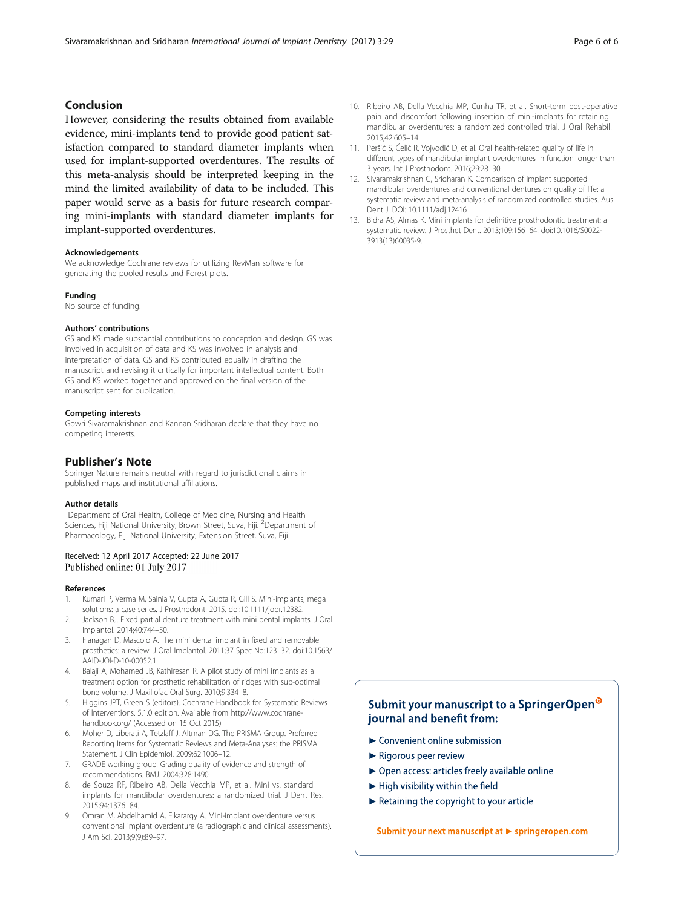## Conclusion

However, considering the results obtained from available evidence, mini-implants tend to provide good patient satisfaction compared to standard diameter implants when used for implant-supported overdentures. The results of this meta-analysis should be interpreted keeping in the mind the limited availability of data to be included. This paper would serve as a basis for future research comparing mini-implants with standard diameter implants for implant-supported overdentures.

#### Acknowledgements

We acknowledge Cochrane reviews for utilizing RevMan software for generating the pooled results and Forest plots.

#### Funding

No source of funding.

#### Authors' contributions

GS and KS made substantial contributions to conception and design. GS was involved in acquisition of data and KS was involved in analysis and interpretation of data. GS and KS contributed equally in drafting the manuscript and revising it critically for important intellectual content. Both GS and KS worked together and approved on the final version of the manuscript sent for publication.

#### Competing interests

Gowri Sivaramakrishnan and Kannan Sridharan declare that they have no competing interests.

## Publisher's Note

Springer Nature remains neutral with regard to jurisdictional claims in published maps and institutional affiliations.

#### Author details

[1]Department of Oral Health, College of Medicine, Nursing and Health Sciences, Fiji National University, Brown Street, Suva, Fiji. [2]Department of Pharmacology, Fiji National University, Extension Street, Suva, Fiji.

Received: 12 April 2017 Accepted: 22 June 2017
Published online: 01 July 2017

#### References

1. Kumari P, Verma M, Sainia V, Gupta A, Gupta R, Gill S. Mini-implants, mega solutions: a case series. J Prosthodont. 2015. doi:10.1111/jopr.12382.
2. Jackson BJ. Fixed partial denture treatment with mini dental implants. J Oral Implantol. 2014;40:744–50.
3. Flanagan D, Mascolo A. The mini dental implant in fixed and removable prosthetics: a review. J Oral Implantol. 2011;37 Spec No:123–32. doi:10.1563/AAID-JOI-D-10-00052.1.
4. Balaji A, Mohamed JB, Kathiresan R. A pilot study of mini implants as a treatment option for prosthetic rehabilitation of ridges with sub-optimal bone volume. J Maxillofac Oral Surg. 2010;9:334–8.
5. Higgins JPT, Green S (editors). Cochrane Handbook for Systematic Reviews of Interventions. 5.1.0 edition. Available from http://www.cochrane-handbook.org/ (Accessed on 15 Oct 2015)
6. Moher D, Liberati A, Tetzlaff J, Altman DG. The PRISMA Group. Preferred Reporting Items for Systematic Reviews and Meta-Analyses: the PRISMA Statement. J Clin Epidemiol. 2009;62:1006–12.
7. GRADE working group. Grading quality of evidence and strength of recommendations. BMJ. 2004;328:1490.
8. de Souza RF, Ribeiro AB, Della Vecchia MP, et al. Mini vs. standard implants for mandibular overdentures: a randomized trial. J Dent Res. 2015;94:1376–84.
9. Omran M, Abdelhamid A, Elkarargy A. Mini-implant overdenture versus conventional implant overdenture (a radiographic and clinical assessments). J Am Sci. 2013;9(9):89–97.
10. Ribeiro AB, Della Vecchia MP, Cunha TR, et al. Short-term post-operative pain and discomfort following insertion of mini-implants for retaining mandibular overdentures: a randomized controlled trial. J Oral Rehabil. 2015;42:605–14.
11. Peršić S, Čelić R, Vojvodić D, et al. Oral health-related quality of life in different types of mandibular implant overdentures in function longer than 3 years. Int J Prosthodont. 2016;29:28–30.
12. Sivaramakrishnan G, Sridharan K. Comparison of implant supported mandibular overdentures and conventional dentures on quality of life: a systematic review and meta-analysis of randomized controlled studies. Aus Dent J. DOI: 10.1111/adj.12416
13. Bidra AS, Almas K. Mini implants for definitive prosthodontic treatment: a systematic review. J Prosthet Dent. 2013;109:156–64. doi:10.1016/S0022-3913(13)60035-9.

**Submit your manuscript to a SpringerOpen journal and benefit from:**

- ► Convenient online submission
- ► Rigorous peer review
- ► Open access: articles freely available online
- ► High visibility within the field
- ► Retaining the copyright to your article

Submit your next manuscript at ► springeropen.com